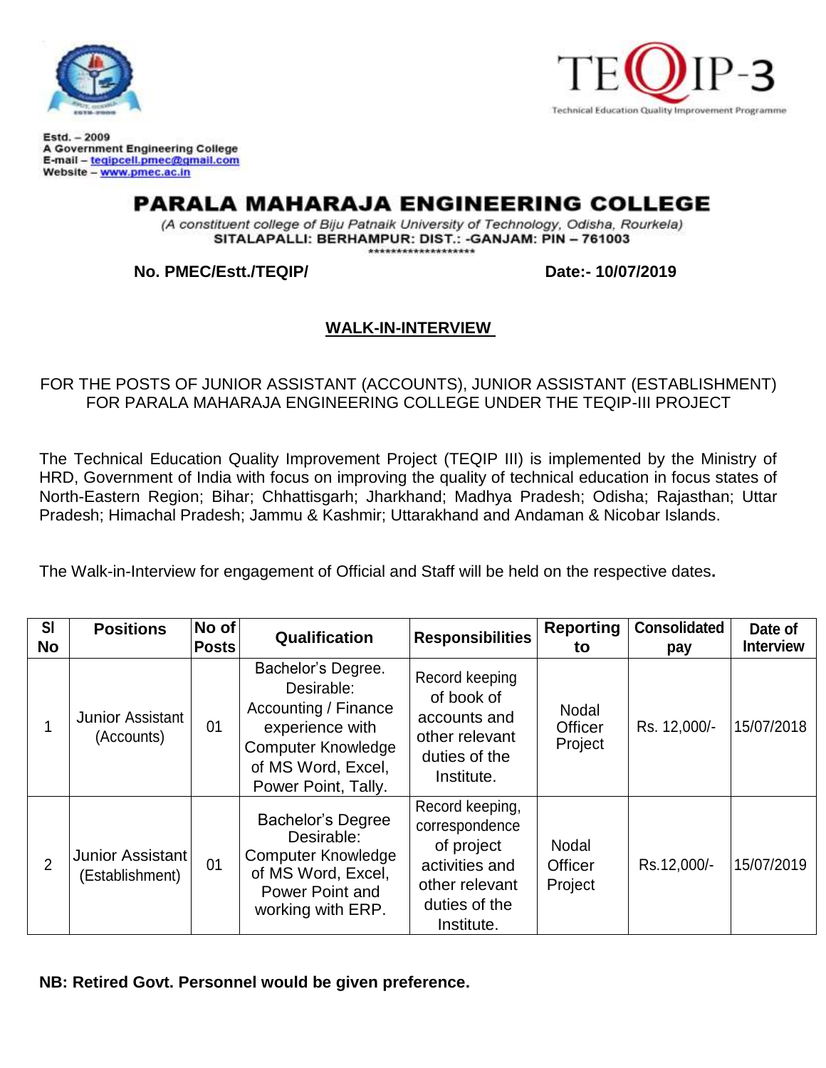Estd. – 2009
A Government Engineering College
E-mail – teqipcell.pmec@gmail.com
Website – www.pmec.ac.in

TEQIP-3
Technical Education Quality Improvement Programme

# PARALA MAHARAJA ENGINEERING COLLEGE

*(A constituent college of Biju Patnaik University of Technology, Odisha, Rourkela)*
**SITALAPALLI: BERHAMPUR: DIST.: -GANJAM: PIN – 761003**

********************

**No. PMEC/Estt./TEQIP/** **Date:- 10/07/2019**

## WALK-IN-INTERVIEW

FOR THE POSTS OF JUNIOR ASSISTANT (ACCOUNTS), JUNIOR ASSISTANT (ESTABLISHMENT) FOR PARALA MAHARAJA ENGINEERING COLLEGE UNDER THE TEQIP-III PROJECT

The Technical Education Quality Improvement Project (TEQIP III) is implemented by the Ministry of HRD, Government of India with focus on improving the quality of technical education in focus states of North-Eastern Region; Bihar; Chhattisgarh; Jharkhand; Madhya Pradesh; Odisha; Rajasthan; Uttar Pradesh; Himachal Pradesh; Jammu & Kashmir; Uttarakhand and Andaman & Nicobar Islands.

The Walk-in-Interview for engagement of Official and Staff will be held on the respective dates**.**

| Sl No | Positions | No of Posts | Qualification | Responsibilities | Reporting to | Consolidated pay | Date of Interview |
|---|---|---|---|---|---|---|---|
| 1 | Junior Assistant (Accounts) | 01 | Bachelor's Degree. Desirable: Accounting / Finance experience with Computer Knowledge of MS Word, Excel, Power Point, Tally. | Record keeping of book of accounts and other relevant duties of the Institute. | Nodal Officer Project | Rs. 12,000/- | 15/07/2018 |
| 2 | Junior Assistant (Establishment) | 01 | Bachelor's Degree Desirable: Computer Knowledge of MS Word, Excel, Power Point and working with ERP. | Record keeping, correspondence of project activities and other relevant duties of the Institute. | Nodal Officer Project | Rs.12,000/- | 15/07/2019 |

**NB: Retired Govt. Personnel would be given preference.**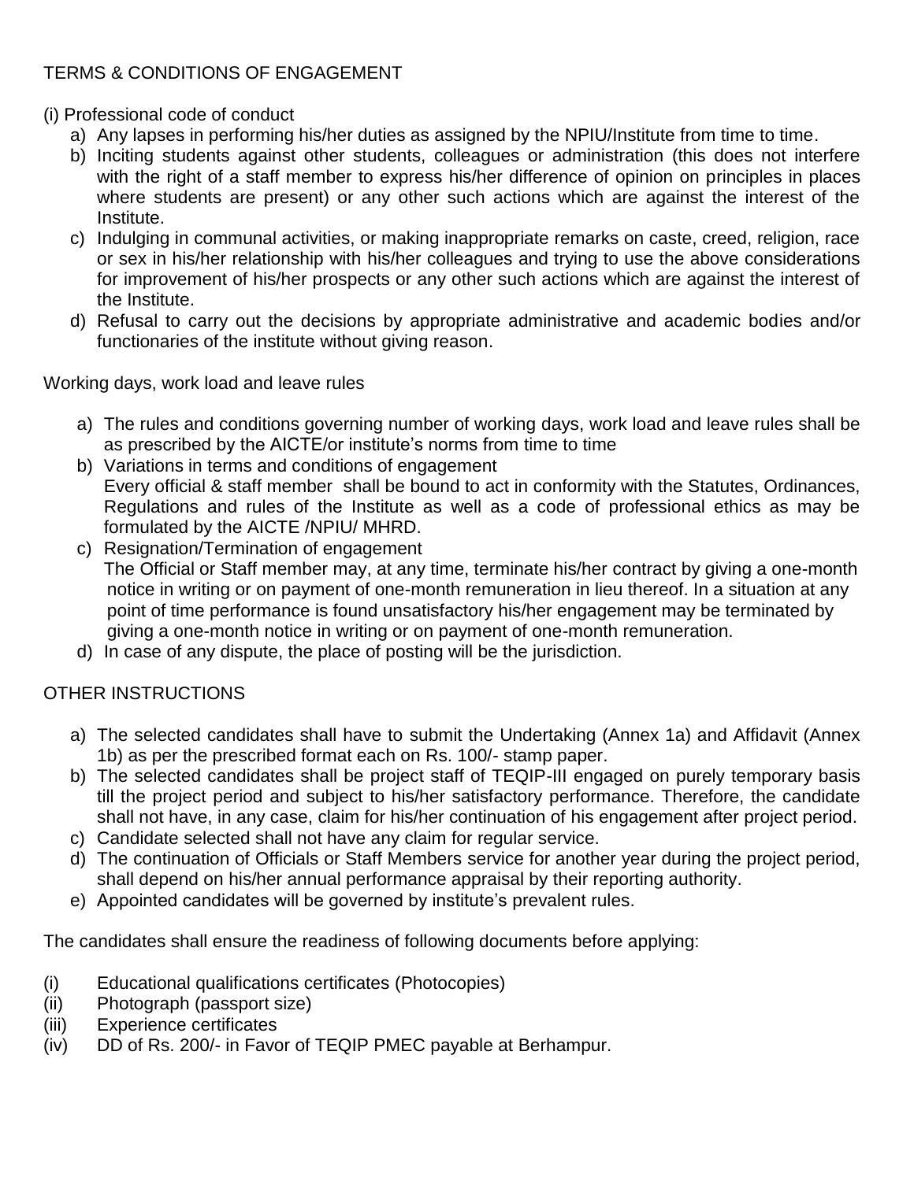## TERMS & CONDITIONS OF ENGAGEMENT

(i) Professional code of conduct

a) Any lapses in performing his/her duties as assigned by the NPIU/Institute from time to time.
b) Inciting students against other students, colleagues or administration (this does not interfere with the right of a staff member to express his/her difference of opinion on principles in places where students are present) or any other such actions which are against the interest of the Institute.
c) Indulging in communal activities, or making inappropriate remarks on caste, creed, religion, race or sex in his/her relationship with his/her colleagues and trying to use the above considerations for improvement of his/her prospects or any other such actions which are against the interest of the Institute.
d) Refusal to carry out the decisions by appropriate administrative and academic bodies and/or functionaries of the institute without giving reason.

Working days, work load and leave rules

a) The rules and conditions governing number of working days, work load and leave rules shall be as prescribed by the AICTE/or institute's norms from time to time
b) Variations in terms and conditions of engagement
   Every official & staff member shall be bound to act in conformity with the Statutes, Ordinances, Regulations and rules of the Institute as well as a code of professional ethics as may be formulated by the AICTE /NPIU/ MHRD.
c) Resignation/Termination of engagement
   The Official or Staff member may, at any time, terminate his/her contract by giving a one-month notice in writing or on payment of one-month remuneration in lieu thereof. In a situation at any point of time performance is found unsatisfactory his/her engagement may be terminated by giving a one-month notice in writing or on payment of one-month remuneration.
d) In case of any dispute, the place of posting will be the jurisdiction.

## OTHER INSTRUCTIONS

a) The selected candidates shall have to submit the Undertaking (Annex 1a) and Affidavit (Annex 1b) as per the prescribed format each on Rs. 100/- stamp paper.
b) The selected candidates shall be project staff of TEQIP-III engaged on purely temporary basis till the project period and subject to his/her satisfactory performance. Therefore, the candidate shall not have, in any case, claim for his/her continuation of his engagement after project period.
c) Candidate selected shall not have any claim for regular service.
d) The continuation of Officials or Staff Members service for another year during the project period, shall depend on his/her annual performance appraisal by their reporting authority.
e) Appointed candidates will be governed by institute's prevalent rules.

The candidates shall ensure the readiness of following documents before applying:

(i) Educational qualifications certificates (Photocopies)
(ii) Photograph (passport size)
(iii) Experience certificates
(iv) DD of Rs. 200/- in Favor of TEQIP PMEC payable at Berhampur.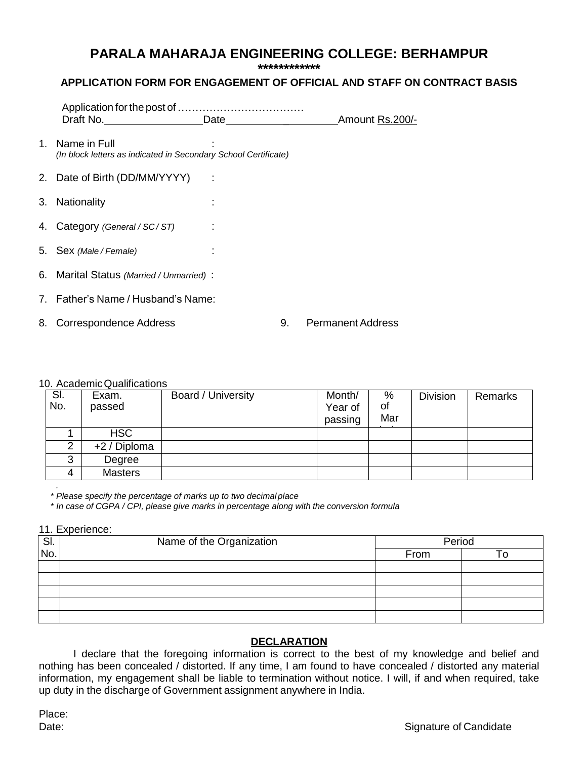# PARALA MAHARAJA ENGINEERING COLLEGE: BERHAMPUR

************

### APPLICATION FORM FOR ENGAGEMENT OF OFFICIAL AND STAFF ON CONTRACT BASIS

Application for the post of ………………………………
Draft No.________________Date__________________Amount Rs.200/-

1. Name in Full :
   *(In block letters as indicated in Secondary School Certificate)*

2. Date of Birth (DD/MM/YYYY) :

3. Nationality :

4. Category *(General / SC / ST)* :

5. Sex *(Male / Female)* :

6. Marital Status *(Married / Unmarried)* :

7. Father's Name / Husband's Name:

8. Correspondence Address

9. Permanent Address

10. Academic Qualifications

| Sl. No. | Exam. passed | Board / University | Month/ Year of passing | % of Marks | Division | Remarks |
|---|---|---|---|---|---|---|
| 1 | HSC | | | | | |
| 2 | +2 / Diploma | | | | | |
| 3 | Degree | | | | | |
| 4 | Masters | | | | | |

*\* Please specify the percentage of marks up to two decimal place*
*\* In case of CGPA / CPI, please give marks in percentage along with the conversion formula*

11. Experience:

| Sl. No. | Name of the Organization | Period | |
|---|---|---|---|
| | | From | To |
| | | | |
| | | | |
| | | | |
| | | | |
| | | | |

**DECLARATION**

I declare that the foregoing information is correct to the best of my knowledge and belief and nothing has been concealed / distorted. If any time, I am found to have concealed / distorted any material information, my engagement shall be liable to termination without notice. I will, if and when required, take up duty in the discharge of Government assignment anywhere in India.

Place:
Date:

Signature of Candidate